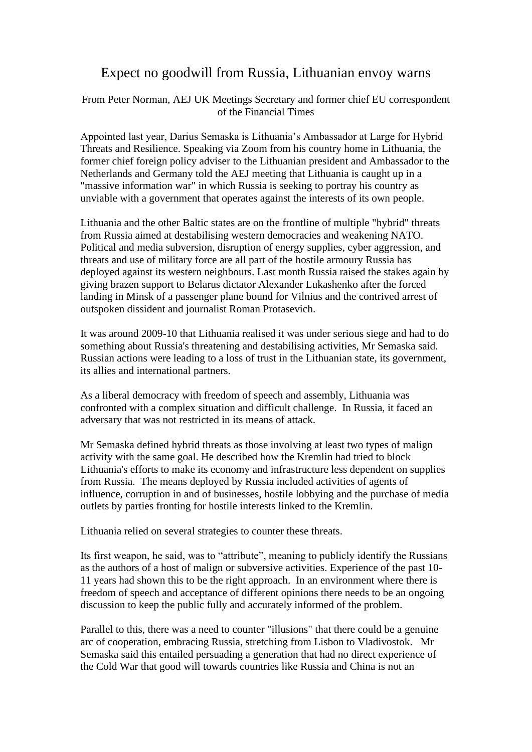# Expect no goodwill from Russia, Lithuanian envoy warns

From Peter Norman, AEJ UK Meetings Secretary and former chief EU correspondent of the Financial Times

Appointed last year, Darius Semaska is Lithuania's Ambassador at Large for Hybrid Threats and Resilience. Speaking via Zoom from his country home in Lithuania, the former chief foreign policy adviser to the Lithuanian president and Ambassador to the Netherlands and Germany told the AEJ meeting that Lithuania is caught up in a "massive information war" in which Russia is seeking to portray his country as unviable with a government that operates against the interests of its own people.

Lithuania and the other Baltic states are on the frontline of multiple "hybrid" threats from Russia aimed at destabilising western democracies and weakening NATO. Political and media subversion, disruption of energy supplies, cyber aggression, and threats and use of military force are all part of the hostile armoury Russia has deployed against its western neighbours. Last month Russia raised the stakes again by giving brazen support to Belarus dictator Alexander Lukashenko after the forced landing in Minsk of a passenger plane bound for Vilnius and the contrived arrest of outspoken dissident and journalist Roman Protasevich.

It was around 2009-10 that Lithuania realised it was under serious siege and had to do something about Russia's threatening and destabilising activities, Mr Semaska said. Russian actions were leading to a loss of trust in the Lithuanian state, its government, its allies and international partners.

As a liberal democracy with freedom of speech and assembly, Lithuania was confronted with a complex situation and difficult challenge. In Russia, it faced an adversary that was not restricted in its means of attack.

Mr Semaska defined hybrid threats as those involving at least two types of malign activity with the same goal. He described how the Kremlin had tried to block Lithuania's efforts to make its economy and infrastructure less dependent on supplies from Russia. The means deployed by Russia included activities of agents of influence, corruption in and of businesses, hostile lobbying and the purchase of media outlets by parties fronting for hostile interests linked to the Kremlin.

Lithuania relied on several strategies to counter these threats.

Its first weapon, he said, was to "attribute", meaning to publicly identify the Russians as the authors of a host of malign or subversive activities. Experience of the past 10-11 years had shown this to be the right approach. In an environment where there is freedom of speech and acceptance of different opinions there needs to be an ongoing discussion to keep the public fully and accurately informed of the problem.

Parallel to this, there was a need to counter "illusions" that there could be a genuine arc of cooperation, embracing Russia, stretching from Lisbon to Vladivostok. Mr Semaska said this entailed persuading a generation that had no direct experience of the Cold War that good will towards countries like Russia and China is not an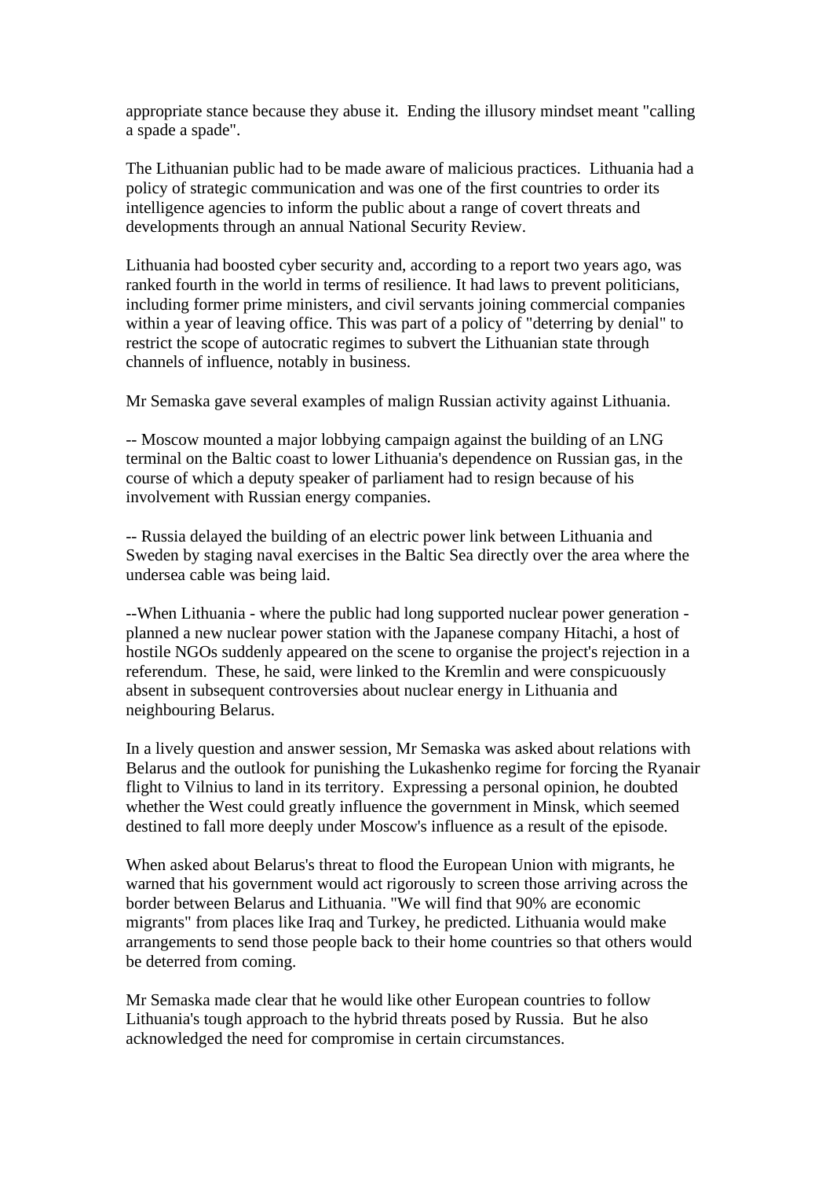appropriate stance because they abuse it. Ending the illusory mindset meant "calling a spade a spade".

The Lithuanian public had to be made aware of malicious practices. Lithuania had a policy of strategic communication and was one of the first countries to order its intelligence agencies to inform the public about a range of covert threats and developments through an annual National Security Review.

Lithuania had boosted cyber security and, according to a report two years ago, was ranked fourth in the world in terms of resilience. It had laws to prevent politicians, including former prime ministers, and civil servants joining commercial companies within a year of leaving office. This was part of a policy of "deterring by denial" to restrict the scope of autocratic regimes to subvert the Lithuanian state through channels of influence, notably in business.

Mr Semaska gave several examples of malign Russian activity against Lithuania.

-- Moscow mounted a major lobbying campaign against the building of an LNG terminal on the Baltic coast to lower Lithuania's dependence on Russian gas, in the course of which a deputy speaker of parliament had to resign because of his involvement with Russian energy companies.

-- Russia delayed the building of an electric power link between Lithuania and Sweden by staging naval exercises in the Baltic Sea directly over the area where the undersea cable was being laid.

--When Lithuania - where the public had long supported nuclear power generation - planned a new nuclear power station with the Japanese company Hitachi, a host of hostile NGOs suddenly appeared on the scene to organise the project's rejection in a referendum. These, he said, were linked to the Kremlin and were conspicuously absent in subsequent controversies about nuclear energy in Lithuania and neighbouring Belarus.

In a lively question and answer session, Mr Semaska was asked about relations with Belarus and the outlook for punishing the Lukashenko regime for forcing the Ryanair flight to Vilnius to land in its territory. Expressing a personal opinion, he doubted whether the West could greatly influence the government in Minsk, which seemed destined to fall more deeply under Moscow's influence as a result of the episode.

When asked about Belarus's threat to flood the European Union with migrants, he warned that his government would act rigorously to screen those arriving across the border between Belarus and Lithuania. "We will find that 90% are economic migrants" from places like Iraq and Turkey, he predicted. Lithuania would make arrangements to send those people back to their home countries so that others would be deterred from coming.

Mr Semaska made clear that he would like other European countries to follow Lithuania's tough approach to the hybrid threats posed by Russia. But he also acknowledged the need for compromise in certain circumstances.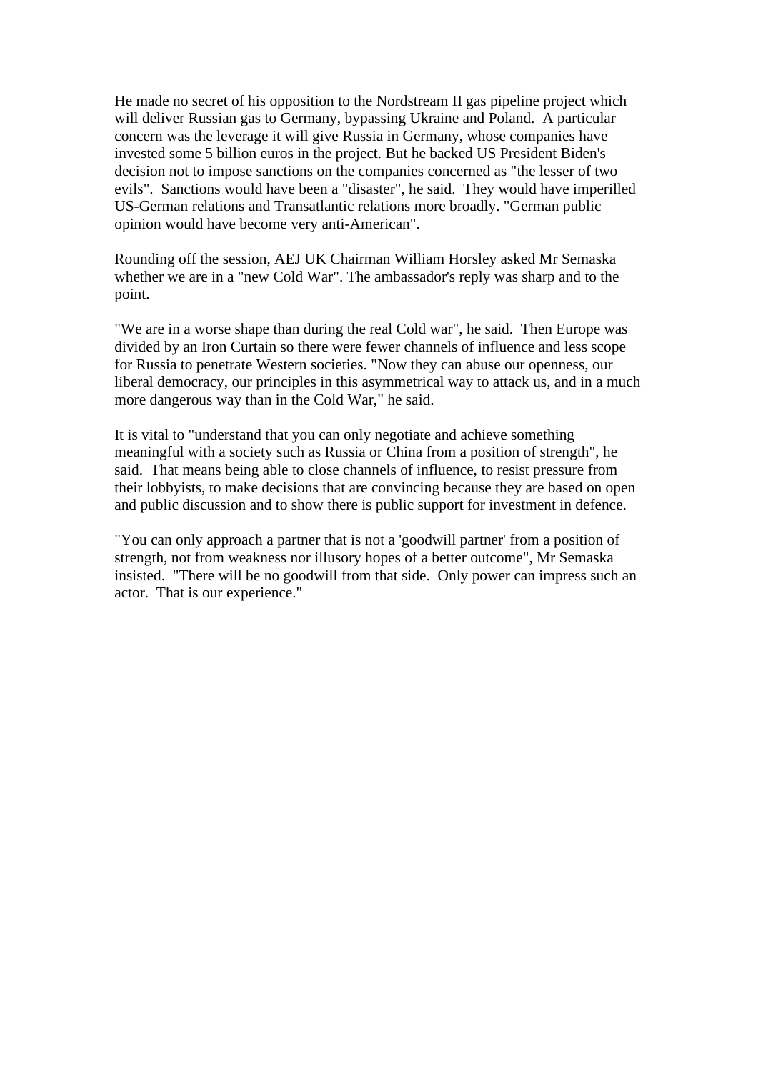He made no secret of his opposition to the Nordstream II gas pipeline project which will deliver Russian gas to Germany, bypassing Ukraine and Poland.  A particular concern was the leverage it will give Russia in Germany, whose companies have invested some 5 billion euros in the project. But he backed US President Biden's decision not to impose sanctions on the companies concerned as "the lesser of two evils".  Sanctions would have been a "disaster", he said.  They would have imperilled US-German relations and Transatlantic relations more broadly. "German public opinion would have become very anti-American".

Rounding off the session, AEJ UK Chairman William Horsley asked Mr Semaska whether we are in a "new Cold War". The ambassador's reply was sharp and to the point.

"We are in a worse shape than during the real Cold war", he said.  Then Europe was divided by an Iron Curtain so there were fewer channels of influence and less scope for Russia to penetrate Western societies. "Now they can abuse our openness, our liberal democracy, our principles in this asymmetrical way to attack us, and in a much more dangerous way than in the Cold War," he said.

It is vital to "understand that you can only negotiate and achieve something meaningful with a society such as Russia or China from a position of strength", he said.  That means being able to close channels of influence, to resist pressure from their lobbyists, to make decisions that are convincing because they are based on open and public discussion and to show there is public support for investment in defence.

"You can only approach a partner that is not a 'goodwill partner' from a position of strength, not from weakness nor illusory hopes of a better outcome", Mr Semaska insisted.  "There will be no goodwill from that side.  Only power can impress such an actor.  That is our experience."